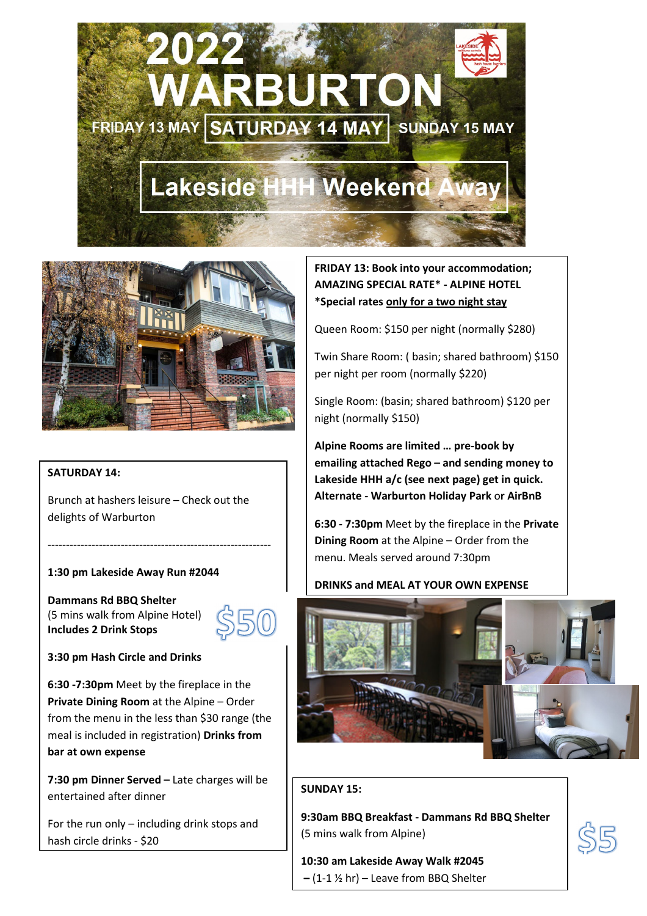# 2022 WARBURTON

FRIDAY 13 MAY | SATURDAY 14 MAY | SUNDAY 15 MAY

## Lakeside HHH Weekend Away

**FRIDAY 13: Book into your accommodation; AMAZING SPECIAL RATE* - ALPINE HOTEL**
**\*Special rates only for a two night stay**

Queen Room: $150 per night (normally $280)

Twin Share Room: ( basin; shared bathroom) $150 per night per room (normally $220)

Single Room: (basin; shared bathroom) $120 per night (normally $150)

**Alpine Rooms are limited … pre-book by emailing attached Rego – and sending money to Lakeside HHH a/c (see next page) get in quick. Alternate - Warburton Holiday Park** or **AirBnB**

**6:30 - 7:30pm** Meet by the fireplace in the **Private Dining Room** at the Alpine – Order from the menu. Meals served around 7:30pm

**DRINKS and MEAL AT YOUR OWN EXPENSE**

**SATURDAY 14:**

Brunch at hashers leisure – Check out the delights of Warburton

---

**1:30 pm Lakeside Away Run #2044**

**Dammans Rd BBQ Shelter**
(5 mins walk from Alpine Hotel)
**Includes 2 Drink Stops**

$50

**3:30 pm Hash Circle and Drinks**

**6:30 -7:30pm** Meet by the fireplace in the **Private Dining Room** at the Alpine – Order from the menu in the less than $30 range (the meal is included in registration) **Drinks from bar at own expense**

**7:30 pm Dinner Served –** Late charges will be entertained after dinner

For the run only – including drink stops and hash circle drinks - $20

**SUNDAY 15:**

**9:30am BBQ Breakfast - Dammans Rd BBQ Shelter**
(5 mins walk from Alpine)

$5

**10:30 am Lakeside Away Walk #2045**
**–** (1-1 ½ hr) – Leave from BBQ Shelter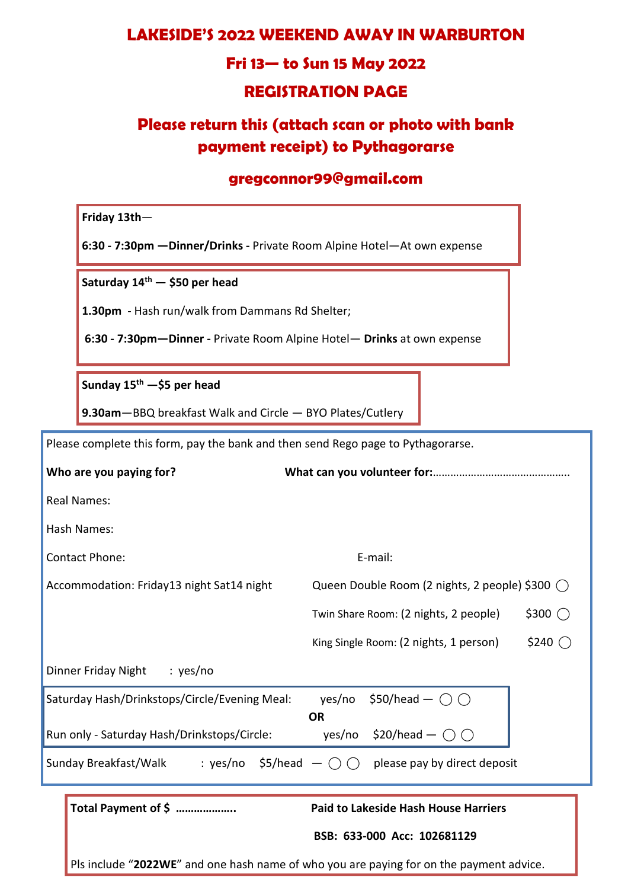# LAKESIDE'S 2022 WEEKEND AWAY IN WARBURTON

## Fri 13— to Sun 15 May 2022

## REGISTRATION PAGE

**Please return this (attach scan or photo with bank payment receipt) to Pythagorarse**

**gregconnor99@gmail.com**

**Friday 13th—**

**6:30 - 7:30pm —Dinner/Drinks -** Private Room Alpine Hotel—At own expense

**Saturday 14th — $50 per head**

**1.30pm** - Hash run/walk from Dammans Rd Shelter;

**6:30 - 7:30pm—Dinner -** Private Room Alpine Hotel— **Drinks** at own expense

**Sunday 15th —$5 per head**

**9.30am**—BBQ breakfast Walk and Circle — BYO Plates/Cutlery

Please complete this form, pay the bank and then send Rego page to Pythagorarse.

**Who are you paying for?** **What can you volunteer for:**.............................................

Real Names:

Hash Names:

Contact Phone: E-mail:

Accommodation: Friday13 night Sat14 night

| | | |
|---|---|---|
| Queen Double Room (2 nights, 2 people) | $300 | ◯ |
| Twin Share Room: (2 nights, 2 people) | $300 | ◯ |
| King Single Room: (2 nights, 1 person) | $240 | ◯ |

Dinner Friday Night : yes/no

Saturday Hash/Drinkstops/Circle/Evening Meal: yes/no $50/head — ◯ ◯

**OR**

Run only - Saturday Hash/Drinkstops/Circle: yes/no $20/head — ◯ ◯

Sunday Breakfast/Walk : yes/no $5/head — ◯ ◯ please pay by direct deposit

**Total Payment of $** ……………….. **Paid to Lakeside Hash House Harriers**

**BSB: 633-000 Acc: 102681129**

Pls include "**2022WE**" and one hash name of who you are paying for on the payment advice.